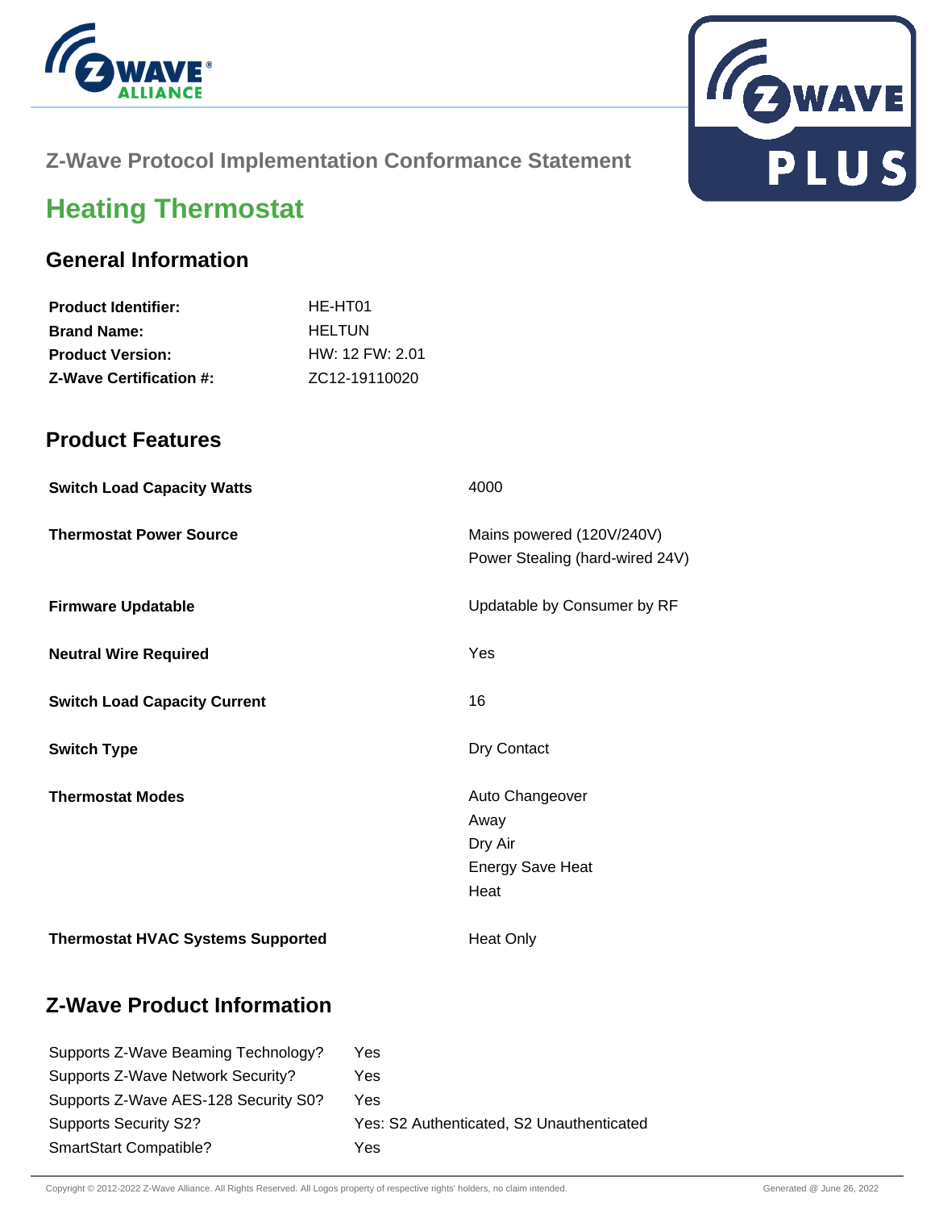Z-Wave Protocol Implementation Conformance Statement

# Heating Thermostat

## General Information

| | |
|---|---|
| **Product Identifier:** | HE-HT01 |
| **Brand Name:** | HELTUN |
| **Product Version:** | HW: 12 FW: 2.01 |
| **Z-Wave Certification #:** | ZC12-19110020 |

## Product Features

| | |
|---|---|
| **Switch Load Capacity Watts** | 4000 |
| **Thermostat Power Source** | Mains powered (120V/240V)<br>Power Stealing (hard-wired 24V) |
| **Firmware Updatable** | Updatable by Consumer by RF |
| **Neutral Wire Required** | Yes |
| **Switch Load Capacity Current** | 16 |
| **Switch Type** | Dry Contact |
| **Thermostat Modes** | Auto Changeover<br>Away<br>Dry Air<br>Energy Save Heat<br>Heat |
| **Thermostat HVAC Systems Supported** | Heat Only |

## Z-Wave Product Information

| | |
|---|---|
| Supports Z-Wave Beaming Technology? | Yes |
| Supports Z-Wave Network Security? | Yes |
| Supports Z-Wave AES-128 Security S0? | Yes |
| Supports Security S2? | Yes: S2 Authenticated, S2 Unauthenticated |
| SmartStart Compatible? | Yes |

Copyright © 2012-2022 Z-Wave Alliance. All Rights Reserved. All Logos property of respective rights' holders, no claim intended.

Generated @ June 26, 2022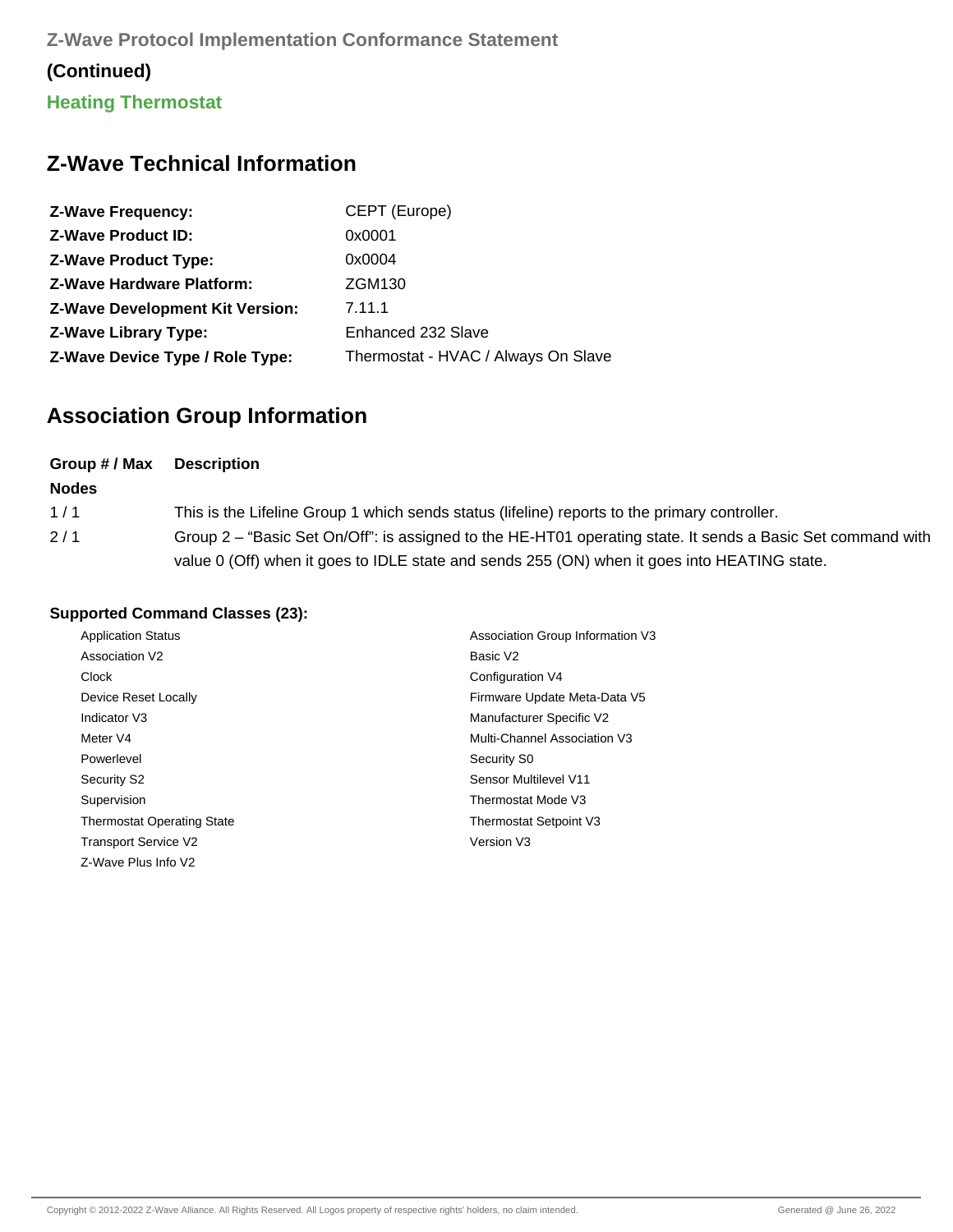Z-Wave Protocol Implementation Conformance Statement

**(Continued)**

**Heating Thermostat**

## Z-Wave Technical Information

| | |
|---|---|
| **Z-Wave Frequency:** | CEPT (Europe) |
| **Z-Wave Product ID:** | 0x0001 |
| **Z-Wave Product Type:** | 0x0004 |
| **Z-Wave Hardware Platform:** | ZGM130 |
| **Z-Wave Development Kit Version:** | 7.11.1 |
| **Z-Wave Library Type:** | Enhanced 232 Slave |
| **Z-Wave Device Type / Role Type:** | Thermostat - HVAC / Always On Slave |

## Association Group Information

| Group # / Max Nodes | Description |
|---|---|
| 1 / 1 | This is the Lifeline Group 1 which sends status (lifeline) reports to the primary controller. |
| 2 / 1 | Group 2 – "Basic Set On/Off": is assigned to the HE-HT01 operating state. It sends a Basic Set command with value 0 (Off) when it goes to IDLE state and sends 255 (ON) when it goes into HEATING state. |

**Supported Command Classes (23):**

- Application Status
- Association Group Information V3
- Association V2
- Basic V2
- Clock
- Configuration V4
- Device Reset Locally
- Firmware Update Meta-Data V5
- Indicator V3
- Manufacturer Specific V2
- Meter V4
- Multi-Channel Association V3
- Powerlevel
- Security S0
- Security S2
- Sensor Multilevel V11
- Supervision
- Thermostat Mode V3
- Thermostat Operating State
- Thermostat Setpoint V3
- Transport Service V2
- Version V3
- Z-Wave Plus Info V2